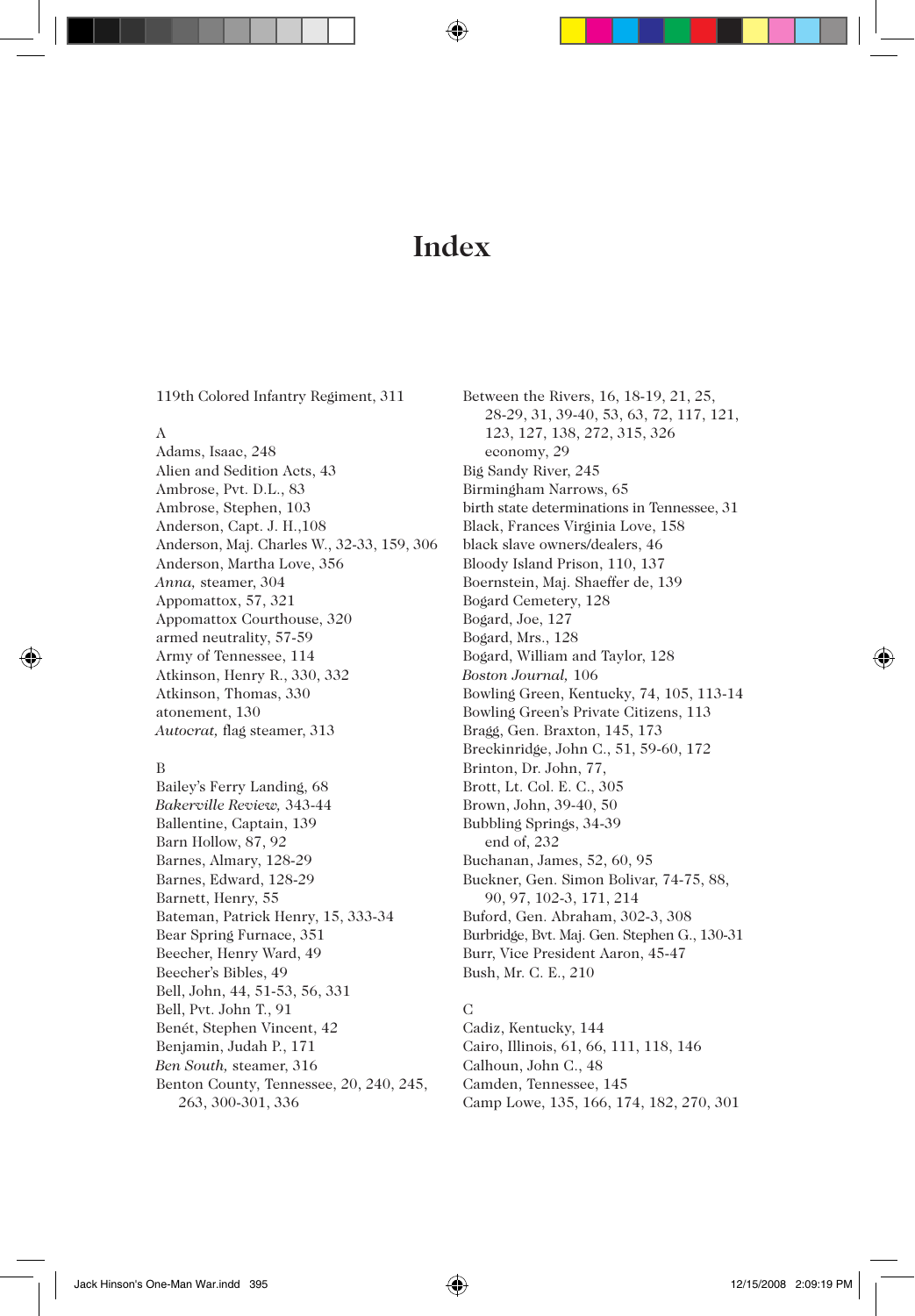# Index

119th Colored Infantry Regiment, 311

A

Adams, Isaac, 248
Alien and Sedition Acts, 43
Ambrose, Pvt. D.L., 83
Ambrose, Stephen, 103
Anderson, Capt. J. H.,108
Anderson, Maj. Charles W., 32-33, 159, 306
Anderson, Martha Love, 356
*Anna,* steamer, 304
Appomattox, 57, 321
Appomattox Courthouse, 320
armed neutrality, 57-59
Army of Tennessee, 114
Atkinson, Henry R., 330, 332
Atkinson, Thomas, 330
atonement, 130
*Autocrat,* flag steamer, 313

B

Bailey's Ferry Landing, 68
*Bakerville Review,* 343-44
Ballentine, Captain, 139
Barn Hollow, 87, 92
Barnes, Almary, 128-29
Barnes, Edward, 128-29
Barnett, Henry, 55
Bateman, Patrick Henry, 15, 333-34
Bear Spring Furnace, 351
Beecher, Henry Ward, 49
Beecher's Bibles, 49
Bell, John, 44, 51-53, 56, 331
Bell, Pvt. John T., 91
Benét, Stephen Vincent, 42
Benjamin, Judah P., 171
*Ben South,* steamer, 316
Benton County, Tennessee, 20, 240, 245, 263, 300-301, 336
Between the Rivers, 16, 18-19, 21, 25, 28-29, 31, 39-40, 53, 63, 72, 117, 121, 123, 127, 138, 272, 315, 326
  economy, 29
Big Sandy River, 245
Birmingham Narrows, 65
birth state determinations in Tennessee, 31
Black, Frances Virginia Love, 158
black slave owners/dealers, 46
Bloody Island Prison, 110, 137
Boernstein, Maj. Shaeffer de, 139
Bogard Cemetery, 128
Bogard, Joe, 127
Bogard, Mrs., 128
Bogard, William and Taylor, 128
*Boston Journal,* 106
Bowling Green, Kentucky, 74, 105, 113-14
Bowling Green's Private Citizens, 113
Bragg, Gen. Braxton, 145, 173
Breckinridge, John C., 51, 59-60, 172
Brinton, Dr. John, 77,
Brott, Lt. Col. E. C., 305
Brown, John, 39-40, 50
Bubbling Springs, 34-39
  end of, 232
Buchanan, James, 52, 60, 95
Buckner, Gen. Simon Bolivar, 74-75, 88, 90, 97, 102-3, 171, 214
Buford, Gen. Abraham, 302-3, 308
Burbridge, Bvt. Maj. Gen. Stephen G., 130-31
Burr, Vice President Aaron, 45-47
Bush, Mr. C. E., 210

C

Cadiz, Kentucky, 144
Cairo, Illinois, 61, 66, 111, 118, 146
Calhoun, John C., 48
Camden, Tennessee, 145
Camp Lowe, 135, 166, 174, 182, 270, 301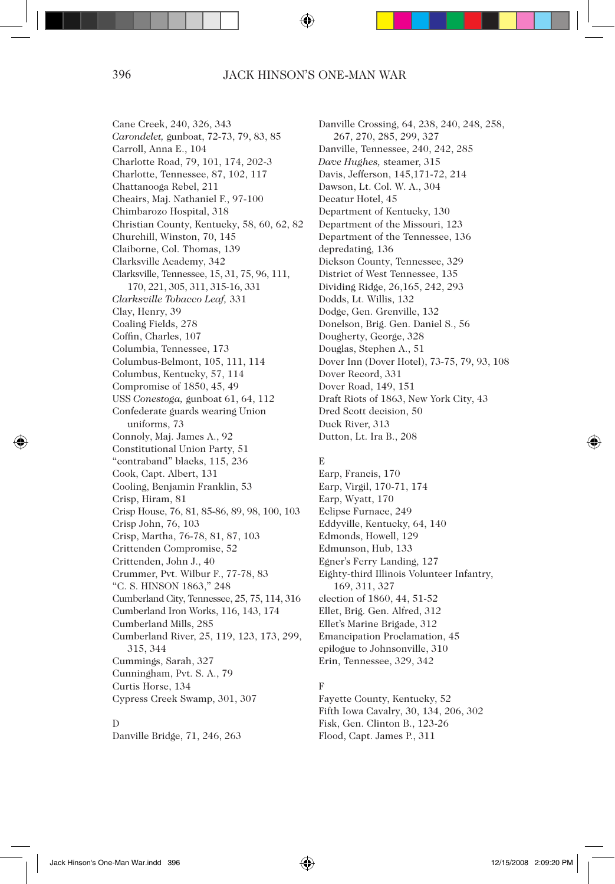Cane Creek, 240, 326, 343
*Carondelet,* gunboat, 72-73, 79, 83, 85
Carroll, Anna E., 104
Charlotte Road, 79, 101, 174, 202-3
Charlotte, Tennessee, 87, 102, 117
Chattanooga Rebel, 211
Cheairs, Maj. Nathaniel F., 97-100
Chimbarozo Hospital, 318
Christian County, Kentucky, 58, 60, 62, 82
Churchill, Winston, 70, 145
Claiborne, Col. Thomas, 139
Clarksville Academy, 342
Clarksville, Tennessee, 15, 31, 75, 96, 111, 170, 221, 305, 311, 315-16, 331
*Clarksville Tobacco Leaf,* 331
Clay, Henry, 39
Coaling Fields, 278
Coffin, Charles, 107
Columbia, Tennessee, 173
Columbus-Belmont, 105, 111, 114
Columbus, Kentucky, 57, 114
Compromise of 1850, 45, 49
USS *Conestoga,* gunboat 61, 64, 112
Confederate guards wearing Union uniforms, 73
Connoly, Maj. James A., 92
Constitutional Union Party, 51
"contraband" blacks, 115, 236
Cook, Capt. Albert, 131
Cooling, Benjamin Franklin, 53
Crisp, Hiram, 81
Crisp House, 76, 81, 85-86, 89, 98, 100, 103
Crisp John, 76, 103
Crisp, Martha, 76-78, 81, 87, 103
Crittenden Compromise, 52
Crittenden, John J., 40
Crummer, Pvt. Wilbur F., 77-78, 83
"C. S. HINSON 1863," 248
Cumberland City, Tennessee, 25, 75, 114, 316
Cumberland Iron Works, 116, 143, 174
Cumberland Mills, 285
Cumberland River, 25, 119, 123, 173, 299, 315, 344
Cummings, Sarah, 327
Cunningham, Pvt. S. A., 79
Curtis Horse, 134
Cypress Creek Swamp, 301, 307

D
Danville Bridge, 71, 246, 263
Danville Crossing, 64, 238, 240, 248, 258, 267, 270, 285, 299, 327
Danville, Tennessee, 240, 242, 285
*Dave Hughes,* steamer, 315
Davis, Jefferson, 145,171-72, 214
Dawson, Lt. Col. W. A., 304
Decatur Hotel, 45
Department of Kentucky, 130
Department of the Missouri, 123
Department of the Tennessee, 136
depredating, 136
Dickson County, Tennessee, 329
District of West Tennessee, 135
Dividing Ridge, 26,165, 242, 293
Dodds, Lt. Willis, 132
Dodge, Gen. Grenville, 132
Donelson, Brig. Gen. Daniel S., 56
Dougherty, George, 328
Douglas, Stephen A., 51
Dover Inn (Dover Hotel), 73-75, 79, 93, 108
Dover Record, 331
Dover Road, 149, 151
Draft Riots of 1863, New York City, 43
Dred Scott decision, 50
Duck River, 313
Dutton, Lt. Ira B., 208

E
Earp, Francis, 170
Earp, Virgil, 170-71, 174
Earp, Wyatt, 170
Eclipse Furnace, 249
Eddyville, Kentucky, 64, 140
Edmonds, Howell, 129
Edmunson, Hub, 133
Egner's Ferry Landing, 127
Eighty-third Illinois Volunteer Infantry, 169, 311, 327
election of 1860, 44, 51-52
Ellet, Brig. Gen. Alfred, 312
Ellet's Marine Brigade, 312
Emancipation Proclamation, 45
epilogue to Johnsonville, 310
Erin, Tennessee, 329, 342

F
Fayette County, Kentucky, 52
Fifth Iowa Cavalry, 30, 134, 206, 302
Fisk, Gen. Clinton B., 123-26
Flood, Capt. James P., 311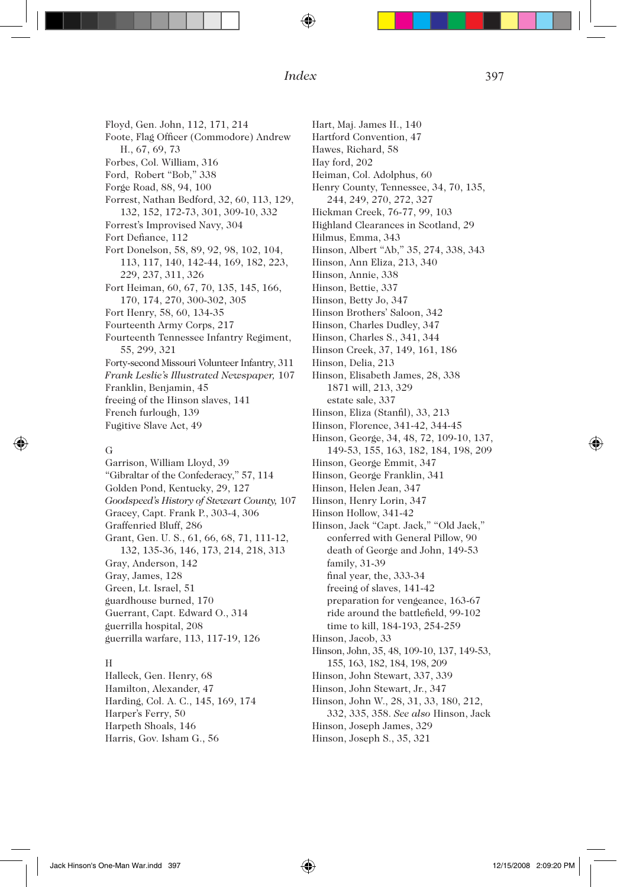Floyd, Gen. John, 112, 171, 214
Foote, Flag Officer (Commodore) Andrew H., 67, 69, 73
Forbes, Col. William, 316
Ford, Robert “Bob,” 338
Forge Road, 88, 94, 100
Forrest, Nathan Bedford, 32, 60, 113, 129, 132, 152, 172-73, 301, 309-10, 332
Forrest’s Improvised Navy, 304
Fort Defiance, 112
Fort Donelson, 58, 89, 92, 98, 102, 104, 113, 117, 140, 142-44, 169, 182, 223, 229, 237, 311, 326
Fort Heiman, 60, 67, 70, 135, 145, 166, 170, 174, 270, 300-302, 305
Fort Henry, 58, 60, 134-35
Fourteenth Army Corps, 217
Fourteenth Tennessee Infantry Regiment, 55, 299, 321
Forty-second Missouri Volunteer Infantry, 311
*Frank Leslie’s Illustrated Newspaper,* 107
Franklin, Benjamin, 45
freeing of the Hinson slaves, 141
French furlough, 139
Fugitive Slave Act, 49

G

Garrison, William Lloyd, 39
“Gibraltar of the Confederacy,” 57, 114
Golden Pond, Kentucky, 29, 127
*Goodspeed’s History of Stewart County,* 107
Gracey, Capt. Frank P., 303-4, 306
Graffenried Bluff, 286
Grant, Gen. U. S., 61, 66, 68, 71, 111-12, 132, 135-36, 146, 173, 214, 218, 313
Gray, Anderson, 142
Gray, James, 128
Green, Lt. Israel, 51
guardhouse burned, 170
Guerrant, Capt. Edward O., 314
guerrilla hospital, 208
guerrilla warfare, 113, 117-19, 126

H

Halleck, Gen. Henry, 68
Hamilton, Alexander, 47
Harding, Col. A. C., 145, 169, 174
Harper’s Ferry, 50
Harpeth Shoals, 146
Harris, Gov. Isham G., 56
Hart, Maj. James H., 140
Hartford Convention, 47
Hawes, Richard, 58
Hay ford, 202
Heiman, Col. Adolphus, 60
Henry County, Tennessee, 34, 70, 135, 244, 249, 270, 272, 327
Hickman Creek, 76-77, 99, 103
Highland Clearances in Scotland, 29
Hilmus, Emma, 343
Hinson, Albert “Ab,” 35, 274, 338, 343
Hinson, Ann Eliza, 213, 340
Hinson, Annie, 338
Hinson, Bettie, 337
Hinson, Betty Jo, 347
Hinson Brothers’ Saloon, 342
Hinson, Charles Dudley, 347
Hinson, Charles S., 341, 344
Hinson Creek, 37, 149, 161, 186
Hinson, Delia, 213
Hinson, Elisabeth James, 28, 338
  1871 will, 213, 329
  estate sale, 337
Hinson, Eliza (Stanfil), 33, 213
Hinson, Florence, 341-42, 344-45
Hinson, George, 34, 48, 72, 109-10, 137, 149-53, 155, 163, 182, 184, 198, 209
Hinson, George Emmit, 347
Hinson, George Franklin, 341
Hinson, Helen Jean, 347
Hinson, Henry Lorin, 347
Hinson Hollow, 341-42
Hinson, Jack “Capt. Jack,” “Old Jack,”
  conferred with General Pillow, 90
  death of George and John, 149-53
  family, 31-39
  final year, the, 333-34
  freeing of slaves, 141-42
  preparation for vengeance, 163-67
  ride around the battlefield, 99-102
  time to kill, 184-193, 254-259
Hinson, Jacob, 33
Hinson, John, 35, 48, 109-10, 137, 149-53, 155, 163, 182, 184, 198, 209
Hinson, John Stewart, 337, 339
Hinson, John Stewart, Jr., 347
Hinson, John W., 28, 31, 33, 180, 212, 332, 335, 358. *See also* Hinson, Jack
Hinson, Joseph James, 329
Hinson, Joseph S., 35, 321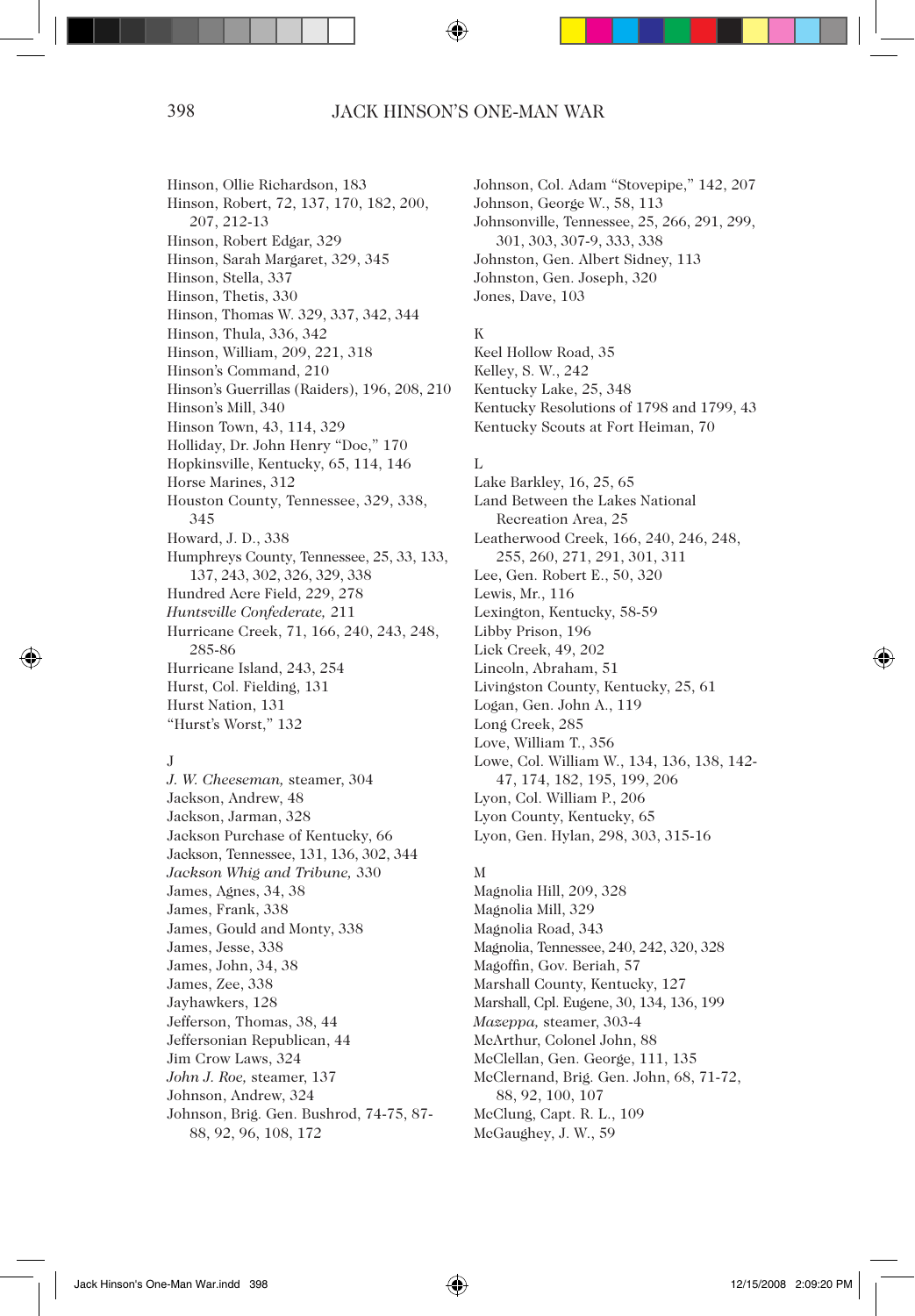Hinson, Ollie Richardson, 183
Hinson, Robert, 72, 137, 170, 182, 200, 207, 212-13
Hinson, Robert Edgar, 329
Hinson, Sarah Margaret, 329, 345
Hinson, Stella, 337
Hinson, Thetis, 330
Hinson, Thomas W. 329, 337, 342, 344
Hinson, Thula, 336, 342
Hinson, William, 209, 221, 318
Hinson's Command, 210
Hinson's Guerrillas (Raiders), 196, 208, 210
Hinson's Mill, 340
Hinson Town, 43, 114, 329
Holliday, Dr. John Henry "Doc," 170
Hopkinsville, Kentucky, 65, 114, 146
Horse Marines, 312
Houston County, Tennessee, 329, 338, 345
Howard, J. D., 338
Humphreys County, Tennessee, 25, 33, 133, 137, 243, 302, 326, 329, 338
Hundred Acre Field, 229, 278
*Huntsville Confederate,* 211
Hurricane Creek, 71, 166, 240, 243, 248, 285-86
Hurricane Island, 243, 254
Hurst, Col. Fielding, 131
Hurst Nation, 131
"Hurst's Worst," 132

J

*J. W. Cheeseman,* steamer, 304
Jackson, Andrew, 48
Jackson, Jarman, 328
Jackson Purchase of Kentucky, 66
Jackson, Tennessee, 131, 136, 302, 344
*Jackson Whig and Tribune,* 330
James, Agnes, 34, 38
James, Frank, 338
James, Gould and Monty, 338
James, Jesse, 338
James, John, 34, 38
James, Zee, 338
Jayhawkers, 128
Jefferson, Thomas, 38, 44
Jeffersonian Republican, 44
Jim Crow Laws, 324
*John J. Roe,* steamer, 137
Johnson, Andrew, 324
Johnson, Brig. Gen. Bushrod, 74-75, 87-88, 92, 96, 108, 172
Johnson, Col. Adam "Stovepipe," 142, 207
Johnson, George W., 58, 113
Johnsonville, Tennessee, 25, 266, 291, 299, 301, 303, 307-9, 333, 338
Johnston, Gen. Albert Sidney, 113
Johnston, Gen. Joseph, 320
Jones, Dave, 103

K

Keel Hollow Road, 35
Kelley, S. W., 242
Kentucky Lake, 25, 348
Kentucky Resolutions of 1798 and 1799, 43
Kentucky Scouts at Fort Heiman, 70

L

Lake Barkley, 16, 25, 65
Land Between the Lakes National Recreation Area, 25
Leatherwood Creek, 166, 240, 246, 248, 255, 260, 271, 291, 301, 311
Lee, Gen. Robert E., 50, 320
Lewis, Mr., 116
Lexington, Kentucky, 58-59
Libby Prison, 196
Lick Creek, 49, 202
Lincoln, Abraham, 51
Livingston County, Kentucky, 25, 61
Logan, Gen. John A., 119
Long Creek, 285
Love, William T., 356
Lowe, Col. William W., 134, 136, 138, 142-47, 174, 182, 195, 199, 206
Lyon, Col. William P., 206
Lyon County, Kentucky, 65
Lyon, Gen. Hylan, 298, 303, 315-16

M

Magnolia Hill, 209, 328
Magnolia Mill, 329
Magnolia Road, 343
Magnolia, Tennessee, 240, 242, 320, 328
Magoffin, Gov. Beriah, 57
Marshall County, Kentucky, 127
Marshall, Cpl. Eugene, 30, 134, 136, 199
*Mazeppa,* steamer, 303-4
McArthur, Colonel John, 88
McClellan, Gen. George, 111, 135
McClernand, Brig. Gen. John, 68, 71-72, 88, 92, 100, 107
McClung, Capt. R. L., 109
McGaughey, J. W., 59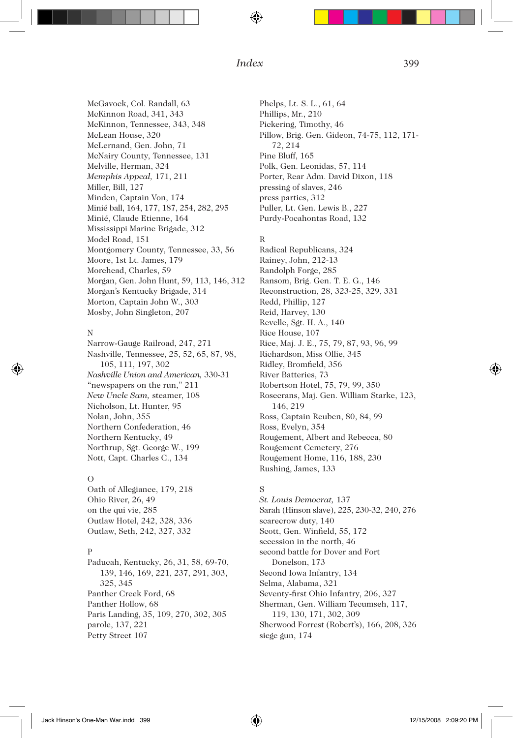McGavock, Col. Randall, 63
McKinnon Road, 341, 343
McKinnon, Tennessee, 343, 348
McLean House, 320
McLernand, Gen. John, 71
McNairy County, Tennessee, 131
Melville, Herman, 324
*Memphis Appeal,* 171, 211
Miller, Bill, 127
Minden, Captain Von, 174
Minié ball, 164, 177, 187, 254, 282, 295
Minié, Claude Etienne, 164
Mississippi Marine Brigade, 312
Model Road, 151
Montgomery County, Tennessee, 33, 56
Moore, 1st Lt. James, 179
Morehead, Charles, 59
Morgan, Gen. John Hunt, 59, 113, 146, 312
Morgan's Kentucky Brigade, 314
Morton, Captain John W., 303
Mosby, John Singleton, 207

N

Narrow-Gauge Railroad, 247, 271
Nashville, Tennessee, 25, 52, 65, 87, 98, 105, 111, 197, 302
*Nashville Union and American,* 330-31
"newspapers on the run," 211
*New Uncle Sam,* steamer, 108
Nicholson, Lt. Hunter, 95
Nolan, John, 355
Northern Confederation, 46
Northern Kentucky, 49
Northrup, Sgt. George W., 199
Nott, Capt. Charles C., 134

O

Oath of Allegiance, 179, 218
Ohio River, 26, 49
on the qui vie, 285
Outlaw Hotel, 242, 328, 336
Outlaw, Seth, 242, 327, 332

P

Paducah, Kentucky, 26, 31, 58, 69-70, 139, 146, 169, 221, 237, 291, 303, 325, 345
Panther Creek Ford, 68
Panther Hollow, 68
Paris Landing, 35, 109, 270, 302, 305
parole, 137, 221
Petty Street 107
Phelps, Lt. S. L., 61, 64
Phillips, Mr., 210
Pickering, Timothy, 46
Pillow, Brig. Gen. Gideon, 74-75, 112, 171-72, 214
Pine Bluff, 165
Polk, Gen. Leonidas, 57, 114
Porter, Rear Adm. David Dixon, 118
pressing of slaves, 246
press parties, 312
Puller, Lt. Gen. Lewis B., 227
Purdy-Pocahontas Road, 132

R

Radical Republicans, 324
Rainey, John, 212-13
Randolph Forge, 285
Ransom, Brig. Gen. T. E. G., 146
Reconstruction, 28, 323-25, 329, 331
Redd, Phillip, 127
Reid, Harvey, 130
Revelle, Sgt. H. A., 140
Rice House, 107
Rice, Maj. J. E., 75, 79, 87, 93, 96, 99
Richardson, Miss Ollie, 345
Ridley, Bromfield, 356
River Batteries, 73
Robertson Hotel, 75, 79, 99, 350
Rosecrans, Maj. Gen. William Starke, 123, 146, 219
Ross, Captain Reuben, 80, 84, 99
Ross, Evelyn, 354
Rougement, Albert and Rebecca, 80
Rougement Cemetery, 276
Rougement Home, 116, 188, 230
Rushing, James, 133

S

*St. Louis Democrat,* 137
Sarah (Hinson slave), 225, 230-32, 240, 276
scarecrow duty, 140
Scott, Gen. Winfield, 55, 172
secession in the north, 46
second battle for Dover and Fort Donelson, 173
Second Iowa Infantry, 134
Selma, Alabama, 321
Seventy-first Ohio Infantry, 206, 327
Sherman, Gen. William Tecumseh, 117, 119, 130, 171, 302, 309
Sherwood Forrest (Robert's), 166, 208, 326
siege gun, 174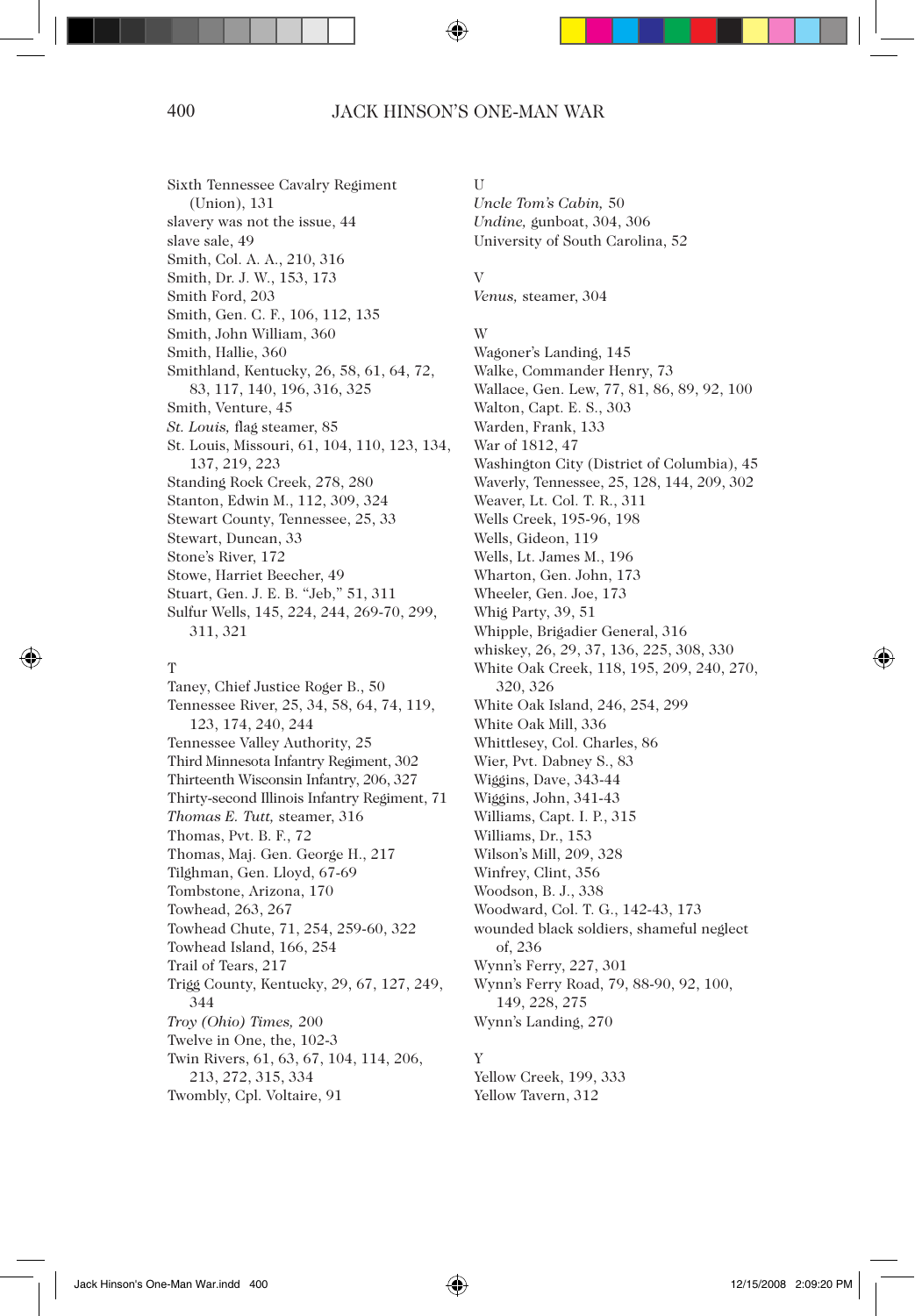Sixth Tennessee Cavalry Regiment (Union), 131
slavery was not the issue, 44
slave sale, 49
Smith, Col. A. A., 210, 316
Smith, Dr. J. W., 153, 173
Smith Ford, 203
Smith, Gen. C. F., 106, 112, 135
Smith, John William, 360
Smith, Hallie, 360
Smithland, Kentucky, 26, 58, 61, 64, 72, 83, 117, 140, 196, 316, 325
Smith, Venture, 45
*St. Louis,* flag steamer, 85
St. Louis, Missouri, 61, 104, 110, 123, 134, 137, 219, 223
Standing Rock Creek, 278, 280
Stanton, Edwin M., 112, 309, 324
Stewart County, Tennessee, 25, 33
Stewart, Duncan, 33
Stone's River, 172
Stowe, Harriet Beecher, 49
Stuart, Gen. J. E. B. "Jeb," 51, 311
Sulfur Wells, 145, 224, 244, 269-70, 299, 311, 321

T

Taney, Chief Justice Roger B., 50
Tennessee River, 25, 34, 58, 64, 74, 119, 123, 174, 240, 244
Tennessee Valley Authority, 25
Third Minnesota Infantry Regiment, 302
Thirteenth Wisconsin Infantry, 206, 327
Thirty-second Illinois Infantry Regiment, 71
*Thomas E. Tutt,* steamer, 316
Thomas, Pvt. B. F., 72
Thomas, Maj. Gen. George H., 217
Tilghman, Gen. Lloyd, 67-69
Tombstone, Arizona, 170
Towhead, 263, 267
Towhead Chute, 71, 254, 259-60, 322
Towhead Island, 166, 254
Trail of Tears, 217
Trigg County, Kentucky, 29, 67, 127, 249, 344
*Troy (Ohio) Times,* 200
Twelve in One, the, 102-3
Twin Rivers, 61, 63, 67, 104, 114, 206, 213, 272, 315, 334
Twombly, Cpl. Voltaire, 91

U

*Uncle Tom's Cabin,* 50
*Undine,* gunboat, 304, 306
University of South Carolina, 52

V

*Venus,* steamer, 304

W

Wagoner's Landing, 145
Walke, Commander Henry, 73
Wallace, Gen. Lew, 77, 81, 86, 89, 92, 100
Walton, Capt. E. S., 303
Warden, Frank, 133
War of 1812, 47
Washington City (District of Columbia), 45
Waverly, Tennessee, 25, 128, 144, 209, 302
Weaver, Lt. Col. T. R., 311
Wells Creek, 195-96, 198
Wells, Gideon, 119
Wells, Lt. James M., 196
Wharton, Gen. John, 173
Wheeler, Gen. Joe, 173
Whig Party, 39, 51
Whipple, Brigadier General, 316
whiskey, 26, 29, 37, 136, 225, 308, 330
White Oak Creek, 118, 195, 209, 240, 270, 320, 326
White Oak Island, 246, 254, 299
White Oak Mill, 336
Whittlesey, Col. Charles, 86
Wier, Pvt. Dabney S., 83
Wiggins, Dave, 343-44
Wiggins, John, 341-43
Williams, Capt. I. P., 315
Williams, Dr., 153
Wilson's Mill, 209, 328
Winfrey, Clint, 356
Woodson, B. J., 338
Woodward, Col. T. G., 142-43, 173
wounded black soldiers, shameful neglect of, 236
Wynn's Ferry, 227, 301
Wynn's Ferry Road, 79, 88-90, 92, 100, 149, 228, 275
Wynn's Landing, 270

Y

Yellow Creek, 199, 333
Yellow Tavern, 312